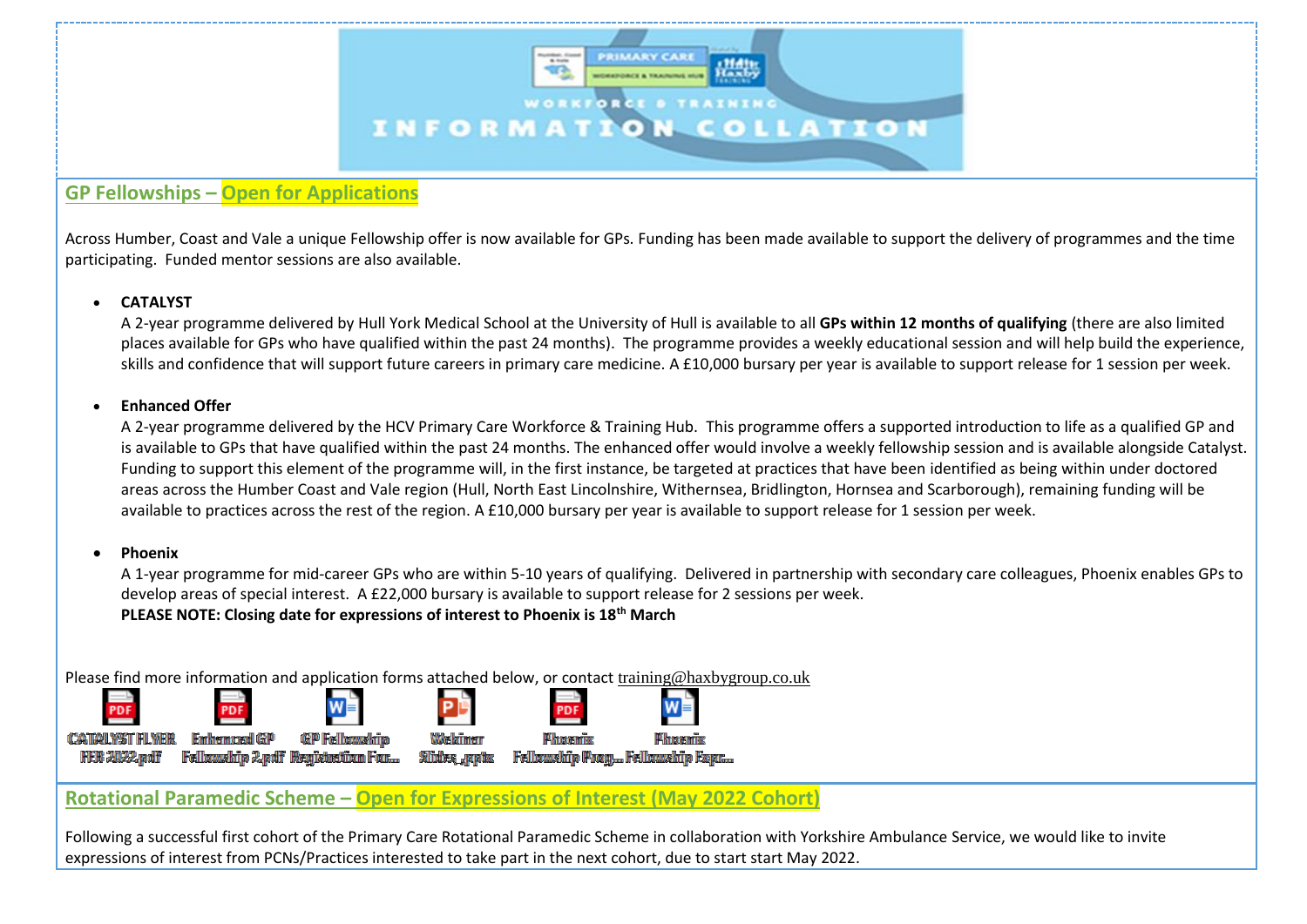## GP Fellowships – Open for Applications

Across Humber, Coast and Vale a unique Fellowship offer is now available for GPs. Funding has been made available to support the delivery of programmes and the time participating. Funded mentor sessions are also available.

- **CATALYST**
  A 2-year programme delivered by Hull York Medical School at the University of Hull is available to all **GPs within 12 months of qualifying** (there are also limited places available for GPs who have qualified within the past 24 months). The programme provides a weekly educational session and will help build the experience, skills and confidence that will support future careers in primary care medicine. A £10,000 bursary per year is available to support release for 1 session per week.

- **Enhanced Offer**
  A 2-year programme delivered by the HCV Primary Care Workforce & Training Hub. This programme offers a supported introduction to life as a qualified GP and is available to GPs that have qualified within the past 24 months. The enhanced offer would involve a weekly fellowship session and is available alongside Catalyst. Funding to support this element of the programme will, in the first instance, be targeted at practices that have been identified as being within under doctored areas across the Humber Coast and Vale region (Hull, North East Lincolnshire, Withernsea, Bridlington, Hornsea and Scarborough), remaining funding will be available to practices across the rest of the region. A £10,000 bursary per year is available to support release for 1 session per week.

- **Phoenix**
  A 1-year programme for mid-career GPs who are within 5-10 years of qualifying. Delivered in partnership with secondary care colleagues, Phoenix enables GPs to develop areas of special interest. A £22,000 bursary is available to support release for 2 sessions per week.
  **PLEASE NOTE: Closing date for expressions of interest to Phoenix is 18th March**

Please find more information and application forms attached below, or contact training@haxbygroup.co.uk

CATALYST FLYER FEB 2022.pdf | Enhanced GP Fellowship 2.pdf | GP Fellowship Registration For... | Webinar Slides_.pptx | Phoenix Fellowship Prog... | Phoenix Fellowship Expr...

## Rotational Paramedic Scheme – Open for Expressions of Interest (May 2022 Cohort)

Following a successful first cohort of the Primary Care Rotational Paramedic Scheme in collaboration with Yorkshire Ambulance Service, we would like to invite expressions of interest from PCNs/Practices interested to take part in the next cohort, due to start start May 2022.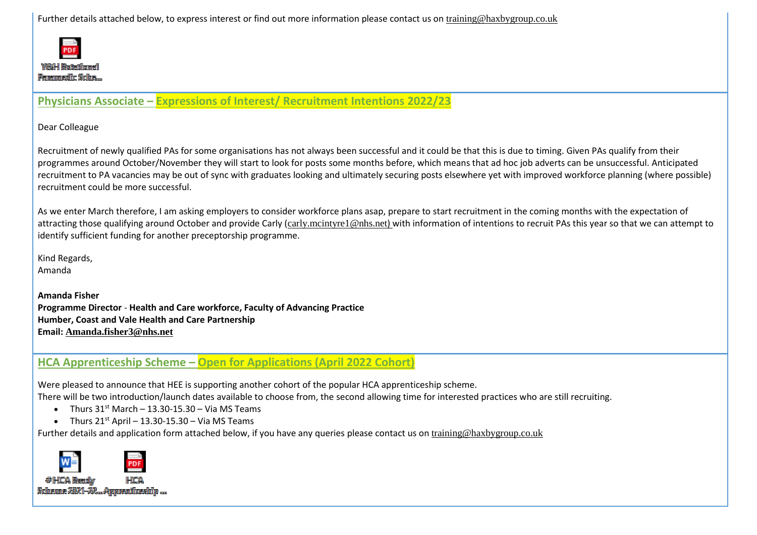Further details attached below, to express interest or find out more information please contact us on training@haxbygroup.co.uk

Y&H Rotational Paramedic Sche...

## Physicians Associate – Expressions of Interest/ Recruitment Intentions 2022/23

Dear Colleague

Recruitment of newly qualified PAs for some organisations has not always been successful and it could be that this is due to timing. Given PAs qualify from their programmes around October/November they will start to look for posts some months before, which means that ad hoc job adverts can be unsuccessful. Anticipated recruitment to PA vacancies may be out of sync with graduates looking and ultimately securing posts elsewhere yet with improved workforce planning (where possible) recruitment could be more successful.

As we enter March therefore, I am asking employers to consider workforce plans asap, prepare to start recruitment in the coming months with the expectation of attracting those qualifying around October and provide Carly (carly.mcintyre1@nhs.net) with information of intentions to recruit PAs this year so that we can attempt to identify sufficient funding for another preceptorship programme.

Kind Regards,
Amanda

**Amanda Fisher**
**Programme Director - Health and Care workforce, Faculty of Advancing Practice**
**Humber, Coast and Vale Health and Care Partnership**
**Email: Amanda.fisher3@nhs.net**

## HCA Apprenticeship Scheme – Open for Applications (April 2022 Cohort)

Were pleased to announce that HEE is supporting another cohort of the popular HCA apprenticeship scheme.
There will be two introduction/launch dates available to choose from, the second allowing time for interested practices who are still recruiting.

- Thurs 31st March – 13.30-15.30 – Via MS Teams
- Thurs 21st April – 13.30-15.30 – Via MS Teams

Further details and application form attached below, if you have any queries please contact us on training@haxbygroup.co.uk

#HCA Ready Scheme 2021-22... HCA Apprenticeship ...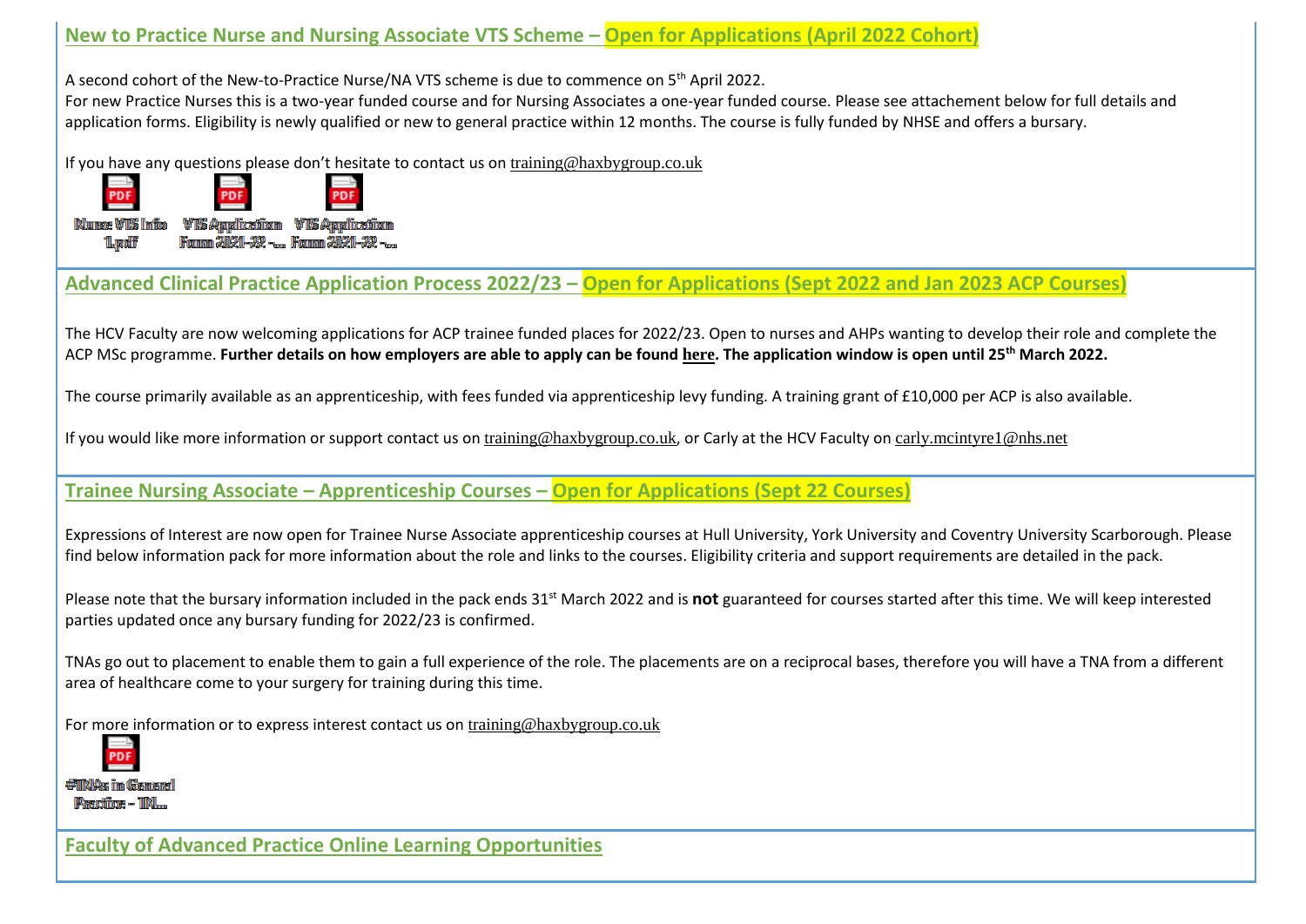## New to Practice Nurse and Nursing Associate VTS Scheme – Open for Applications (April 2022 Cohort)

A second cohort of the New-to-Practice Nurse/NA VTS scheme is due to commence on 5th April 2022.
For new Practice Nurses this is a two-year funded course and for Nursing Associates a one-year funded course. Please see attachement below for full details and application forms. Eligibility is newly qualified or new to general practice within 12 months. The course is fully funded by NHSE and offers a bursary.

If you have any questions please don't hesitate to contact us on training@haxbygroup.co.uk

Nurse VTS Info 1.pdf | VTS Application Form 2021-22 -... | VTS Application Form 2021-22 -...

## Advanced Clinical Practice Application Process 2022/23 – Open for Applications (Sept 2022 and Jan 2023 ACP Courses)

The HCV Faculty are now welcoming applications for ACP trainee funded places for 2022/23. Open to nurses and AHPs wanting to develop their role and complete the ACP MSc programme. **Further details on how employers are able to apply can be found here. The application window is open until 25th March 2022.**

The course primarily available as an apprenticeship, with fees funded via apprenticeship levy funding. A training grant of £10,000 per ACP is also available.

If you would like more information or support contact us on training@haxbygroup.co.uk, or Carly at the HCV Faculty on carly.mcintyre1@nhs.net

## Trainee Nursing Associate – Apprenticeship Courses – Open for Applications (Sept 22 Courses)

Expressions of Interest are now open for Trainee Nurse Associate apprenticeship courses at Hull University, York University and Coventry University Scarborough. Please find below information pack for more information about the role and links to the courses. Eligibility criteria and support requirements are detailed in the pack.

Please note that the bursary information included in the pack ends 31st March 2022 and is **not** guaranteed for courses started after this time. We will keep interested parties updated once any bursary funding for 2022/23 is confirmed.

TNAs go out to placement to enable them to gain a full experience of the role. The placements are on a reciprocal bases, therefore you will have a TNA from a different area of healthcare come to your surgery for training during this time.

For more information or to express interest contact us on training@haxbygroup.co.uk

#TNAs in General Practice - TN...

## Faculty of Advanced Practice Online Learning Opportunities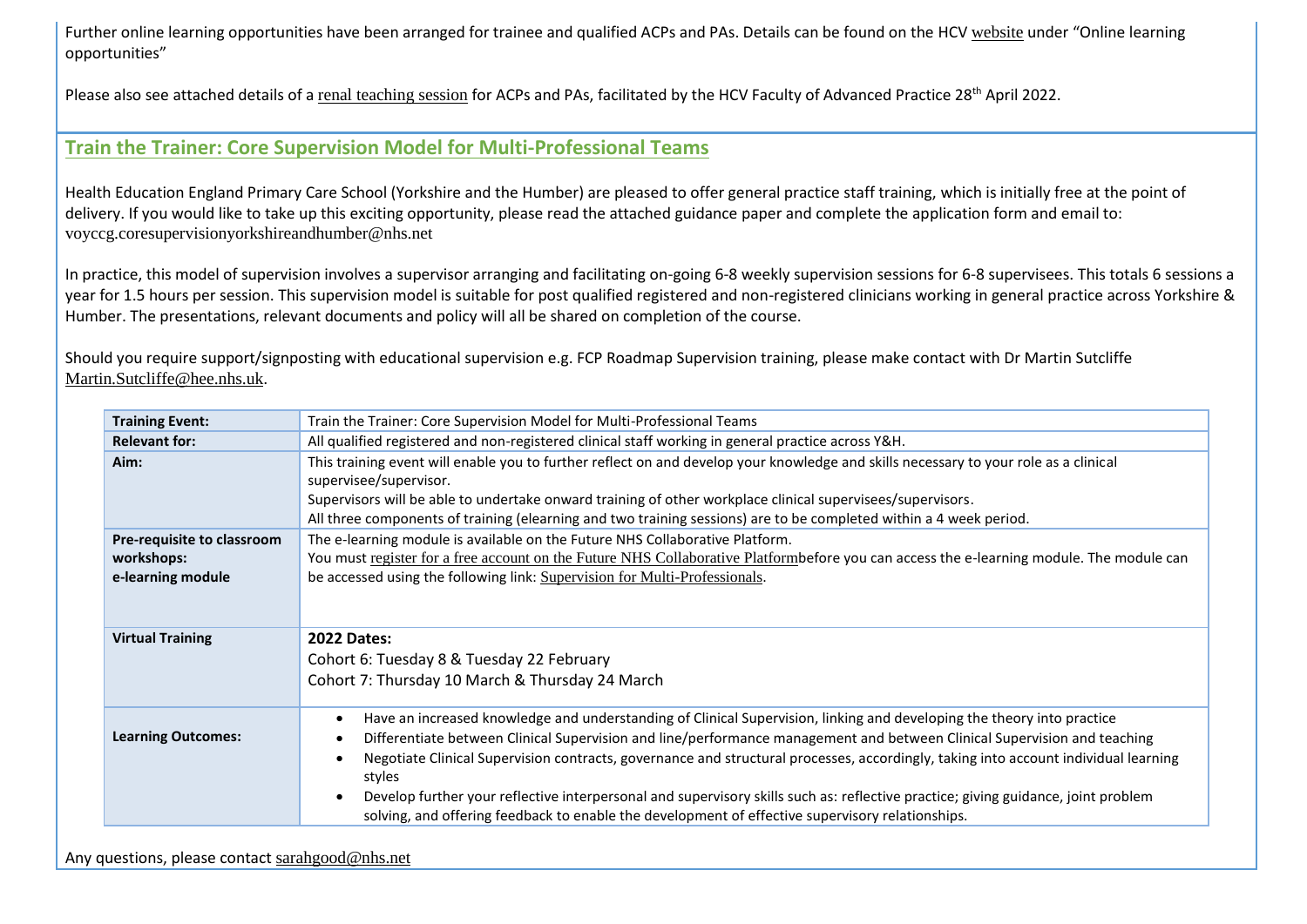Further online learning opportunities have been arranged for trainee and qualified ACPs and PAs. Details can be found on the HCV website under "Online learning opportunities"

Please also see attached details of a renal teaching session for ACPs and PAs, facilitated by the HCV Faculty of Advanced Practice 28th April 2022.

## Train the Trainer: Core Supervision Model for Multi-Professional Teams

Health Education England Primary Care School (Yorkshire and the Humber) are pleased to offer general practice staff training, which is initially free at the point of delivery. If you would like to take up this exciting opportunity, please read the attached guidance paper and complete the application form and email to: voyccg.coresupervisionyorkshireandhumber@nhs.net

In practice, this model of supervision involves a supervisor arranging and facilitating on-going 6-8 weekly supervision sessions for 6-8 supervisees. This totals 6 sessions a year for 1.5 hours per session. This supervision model is suitable for post qualified registered and non-registered clinicians working in general practice across Yorkshire & Humber. The presentations, relevant documents and policy will all be shared on completion of the course.

Should you require support/signposting with educational supervision e.g. FCP Roadmap Supervision training, please make contact with Dr Martin Sutcliffe Martin.Sutcliffe@hee.nhs.uk.

| **Training Event:** | Train the Trainer: Core Supervision Model for Multi-Professional Teams |
|---|---|
| **Relevant for:** | All qualified registered and non-registered clinical staff working in general practice across Y&H. |
| **Aim:** | This training event will enable you to further reflect on and develop your knowledge and skills necessary to your role as a clinical supervisee/supervisor.<br>Supervisors will be able to undertake onward training of other workplace clinical supervisees/supervisors.<br>All three components of training (elearning and two training sessions) are to be completed within a 4 week period. |
| **Pre-requisite to classroom workshops: e-learning module** | The e-learning module is available on the Future NHS Collaborative Platform.<br>You must register for a free account on the Future NHS Collaborative Platformbefore you can access the e-learning module. The module can be accessed using the following link: Supervision for Multi-Professionals. |
| **Virtual Training** | **2022 Dates:**<br>Cohort 6: Tuesday 8 & Tuesday 22 February<br>Cohort 7: Thursday 10 March & Thursday 24 March |
| **Learning Outcomes:** | • Have an increased knowledge and understanding of Clinical Supervision, linking and developing the theory into practice<br>• Differentiate between Clinical Supervision and line/performance management and between Clinical Supervision and teaching<br>• Negotiate Clinical Supervision contracts, governance and structural processes, accordingly, taking into account individual learning styles<br>• Develop further your reflective interpersonal and supervisory skills such as: reflective practice; giving guidance, joint problem solving, and offering feedback to enable the development of effective supervisory relationships. |

Any questions, please contact sarahgood@nhs.net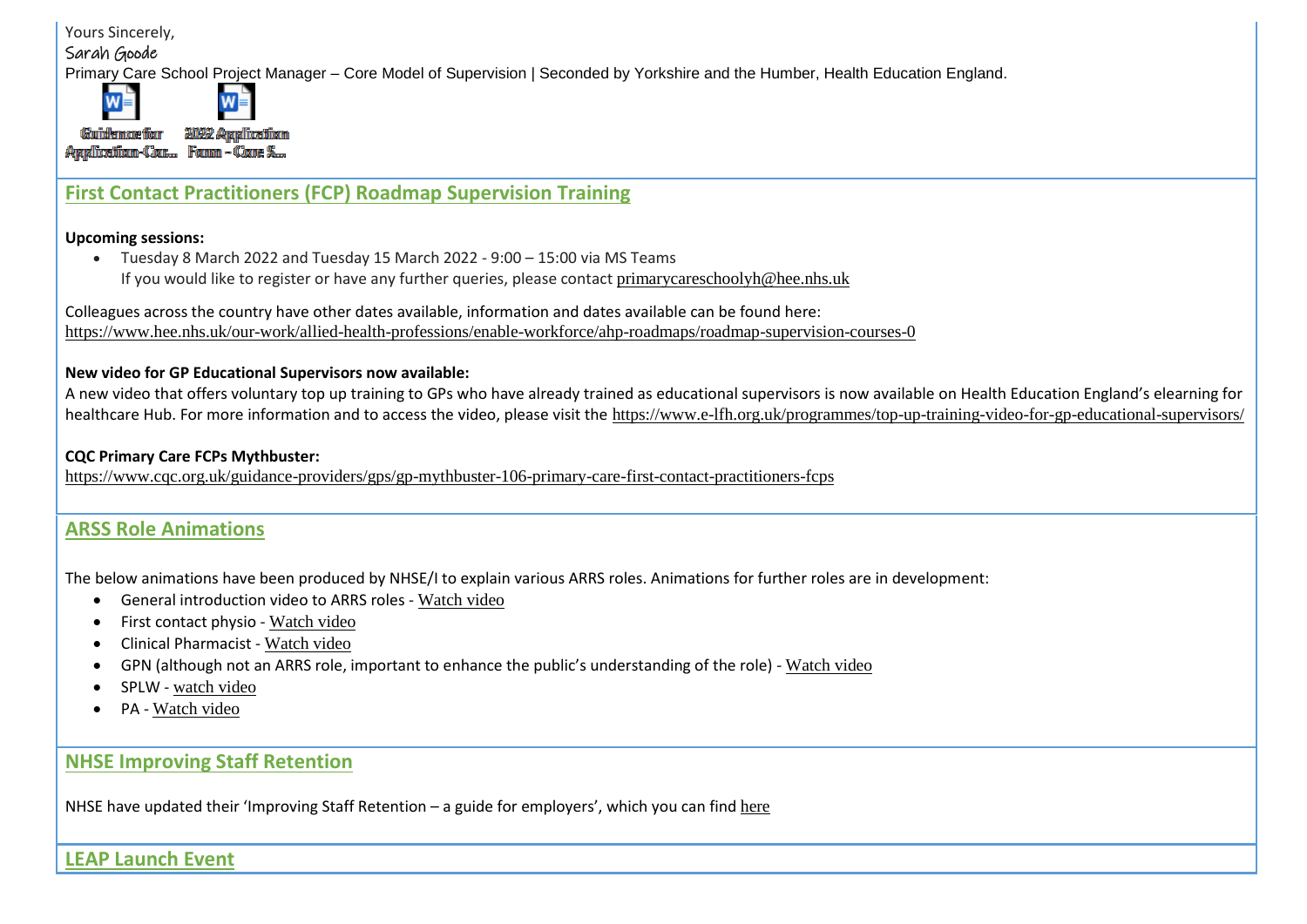Yours Sincerely,

Sarah Goode

Primary Care School Project Manager – Core Model of Supervision | Seconded by Yorkshire and the Humber, Health Education England.

Guidance for Application-Cor... 2022 Application Form - Core S...

## First Contact Practitioners (FCP) Roadmap Supervision Training

**Upcoming sessions:**

- Tuesday 8 March 2022 and Tuesday 15 March 2022 - 9:00 – 15:00 via MS Teams
  If you would like to register or have any further queries, please contact primarycareschoolyh@hee.nhs.uk

Colleagues across the country have other dates available, information and dates available can be found here:
https://www.hee.nhs.uk/our-work/allied-health-professions/enable-workforce/ahp-roadmaps/roadmap-supervision-courses-0

**New video for GP Educational Supervisors now available:**

A new video that offers voluntary top up training to GPs who have already trained as educational supervisors is now available on Health Education England's elearning for healthcare Hub. For more information and to access the video, please visit the https://www.e-lfh.org.uk/programmes/top-up-training-video-for-gp-educational-supervisors/

**CQC Primary Care FCPs Mythbuster:**

https://www.cqc.org.uk/guidance-providers/gps/gp-mythbuster-106-primary-care-first-contact-practitioners-fcps

## ARSS Role Animations

The below animations have been produced by NHSE/I to explain various ARRS roles. Animations for further roles are in development:

- General introduction video to ARRS roles - Watch video
- First contact physio - Watch video
- Clinical Pharmacist - Watch video
- GPN (although not an ARRS role, important to enhance the public's understanding of the role) - Watch video
- SPLW - watch video
- PA - Watch video

## NHSE Improving Staff Retention

NHSE have updated their 'Improving Staff Retention – a guide for employers', which you can find here

## LEAP Launch Event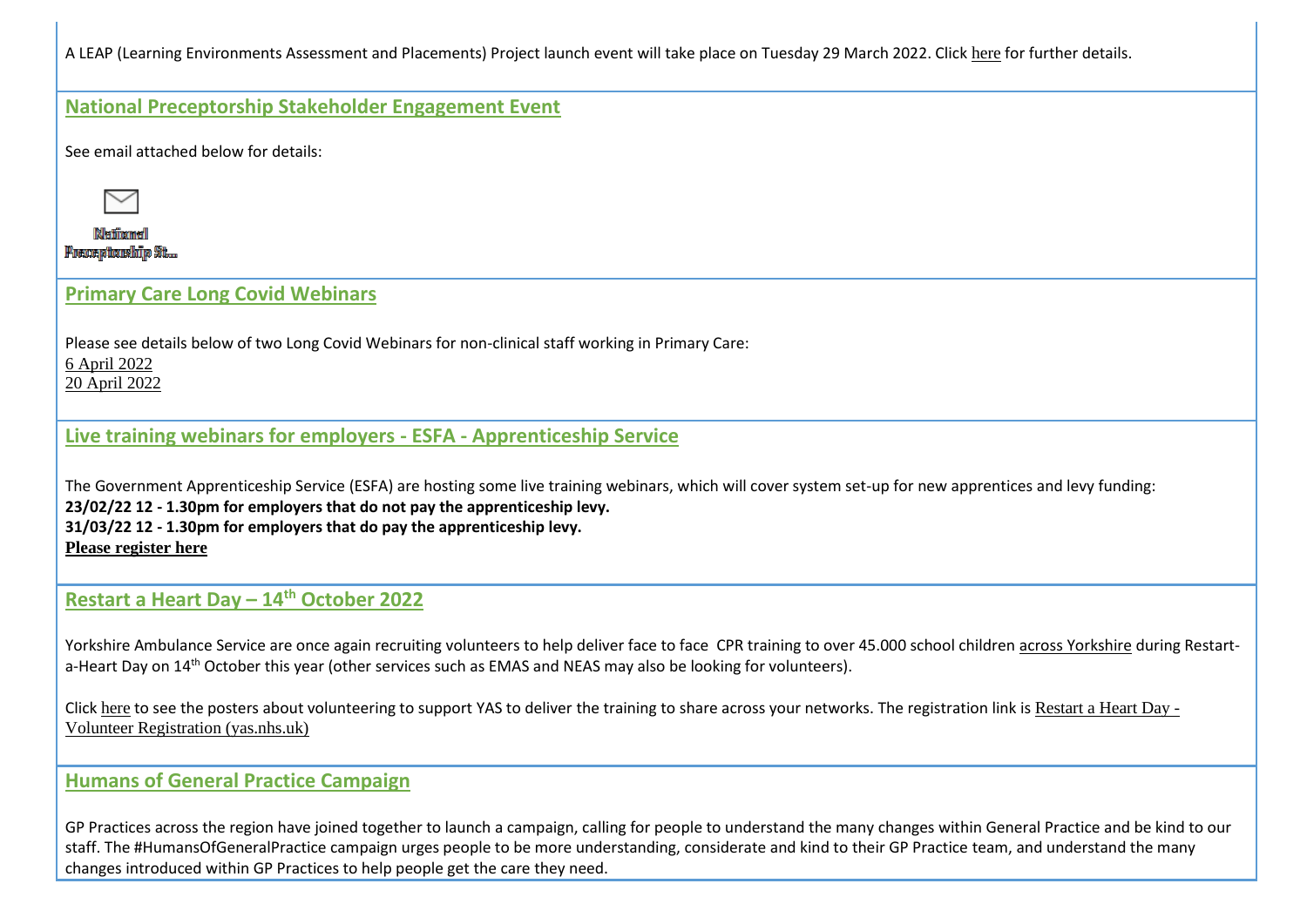A LEAP (Learning Environments Assessment and Placements) Project launch event will take place on Tuesday 29 March 2022. Click here for further details.

## National Preceptorship Stakeholder Engagement Event

See email attached below for details:

National Preceptorship St...

## Primary Care Long Covid Webinars

Please see details below of two Long Covid Webinars for non-clinical staff working in Primary Care:
6 April 2022
20 April 2022

## Live training webinars for employers - ESFA - Apprenticeship Service

The Government Apprenticeship Service (ESFA) are hosting some live training webinars, which will cover system set-up for new apprentices and levy funding:
**23/02/22 12 - 1.30pm for employers that do not pay the apprenticeship levy.**
**31/03/22 12 - 1.30pm for employers that do pay the apprenticeship levy.**
**Please register here**

## Restart a Heart Day – 14th October 2022

Yorkshire Ambulance Service are once again recruiting volunteers to help deliver face to face CPR training to over 45.000 school children across Yorkshire during Restart-a-Heart Day on 14th October this year (other services such as EMAS and NEAS may also be looking for volunteers).

Click here to see the posters about volunteering to support YAS to deliver the training to share across your networks. The registration link is Restart a Heart Day - Volunteer Registration (yas.nhs.uk)

## Humans of General Practice Campaign

GP Practices across the region have joined together to launch a campaign, calling for people to understand the many changes within General Practice and be kind to our staff. The #HumansOfGeneralPractice campaign urges people to be more understanding, considerate and kind to their GP Practice team, and understand the many changes introduced within GP Practices to help people get the care they need.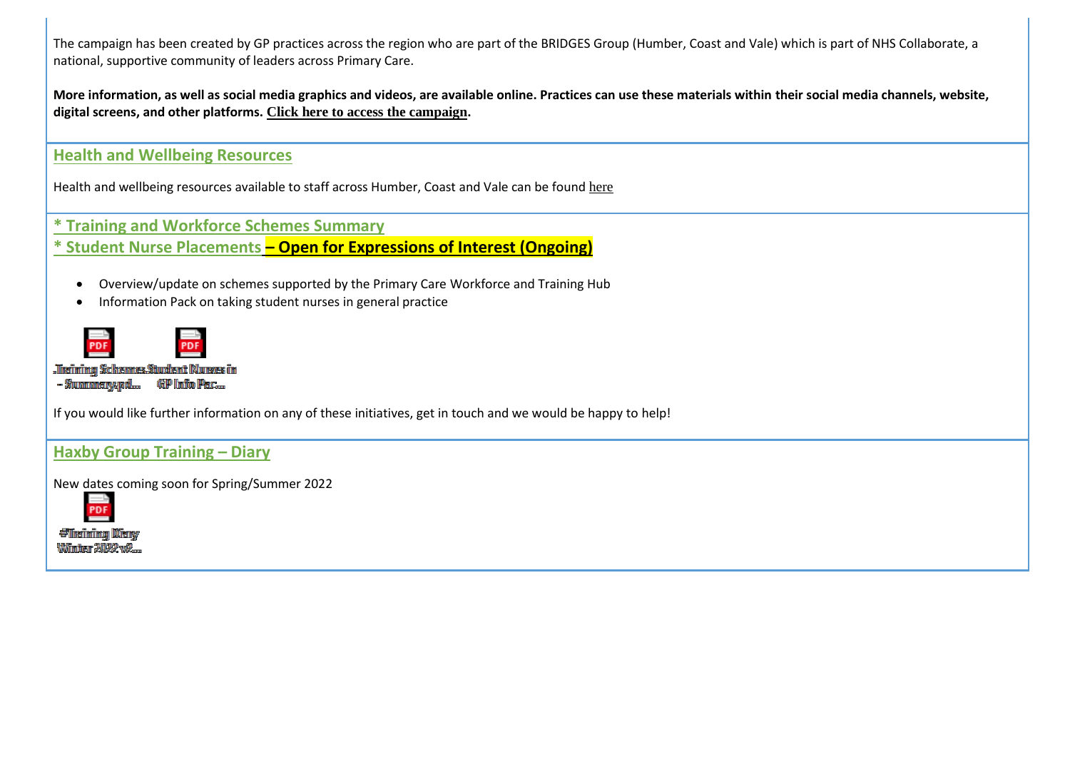The campaign has been created by GP practices across the region who are part of the BRIDGES Group (Humber, Coast and Vale) which is part of NHS Collaborate, a national, supportive community of leaders across Primary Care.

**More information, as well as social media graphics and videos, are available online. Practices can use these materials within their social media channels, website, digital screens, and other platforms. Click here to access the campaign.**

## Health and Wellbeing Resources

Health and wellbeing resources available to staff across Humber, Coast and Vale can be found here

## * Training and Workforce Schemes Summary

## * Student Nurse Placements – Open for Expressions of Interest (Ongoing)

- Overview/update on schemes supported by the Primary Care Workforce and Training Hub
- Information Pack on taking student nurses in general practice

Training Schemes - Summary.pdf... Student Nurses in GP Info Pac...

If you would like further information on any of these initiatives, get in touch and we would be happy to help!

## Haxby Group Training – Diary

New dates coming soon for Spring/Summer 2022

#Training Diary Winter 2022 v2...